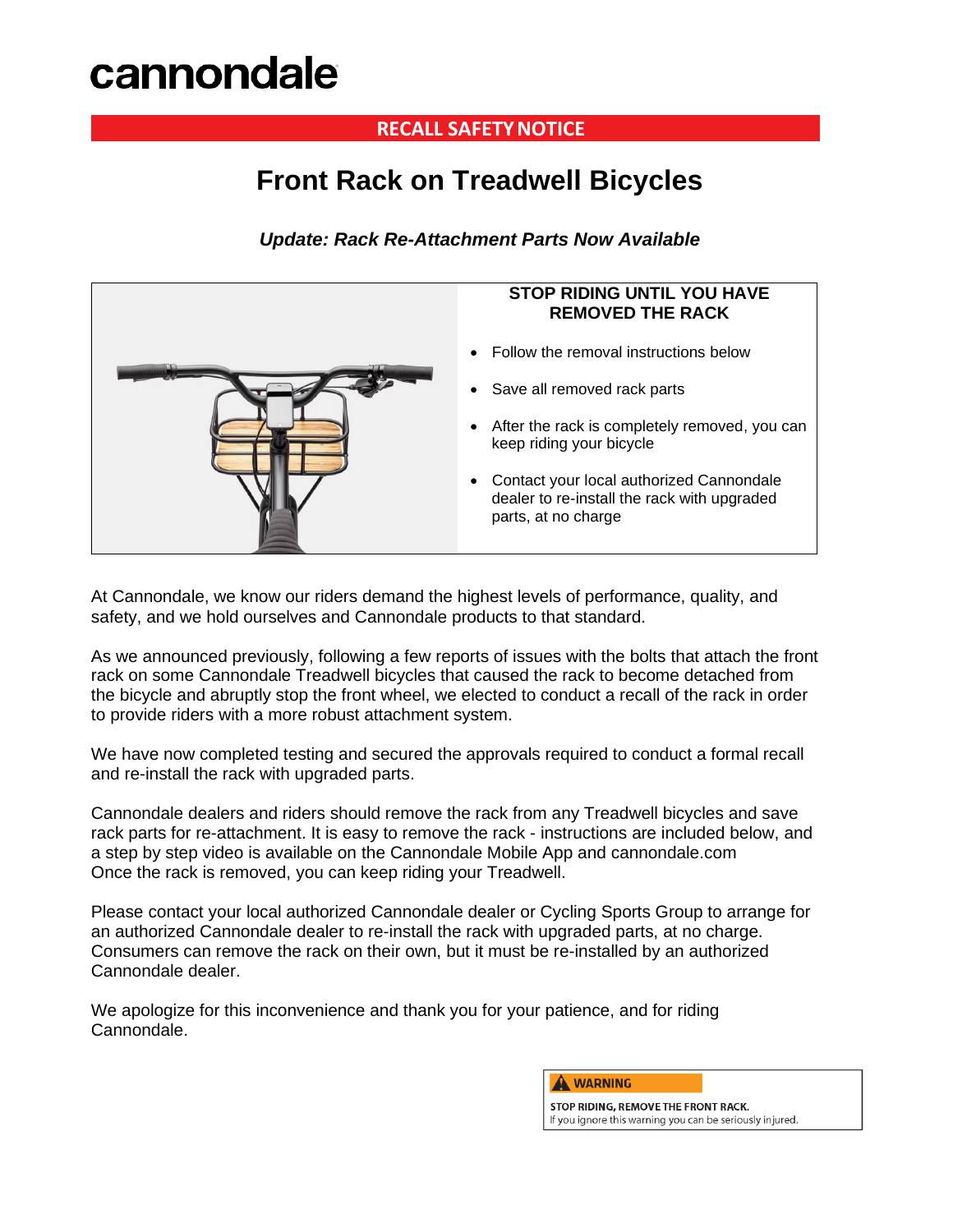cannondale

**RECALL SAFETY NOTICE**

# Front Rack on Treadwell Bicycles

***Update: Rack Re-Attachment Parts Now Available***

**STOP RIDING UNTIL YOU HAVE REMOVED THE RACK**

- Follow the removal instructions below
- Save all removed rack parts
- After the rack is completely removed, you can keep riding your bicycle
- Contact your local authorized Cannondale dealer to re-install the rack with upgraded parts, at no charge

At Cannondale, we know our riders demand the highest levels of performance, quality, and safety, and we hold ourselves and Cannondale products to that standard.

As we announced previously, following a few reports of issues with the bolts that attach the front rack on some Cannondale Treadwell bicycles that caused the rack to become detached from the bicycle and abruptly stop the front wheel, we elected to conduct a recall of the rack in order to provide riders with a more robust attachment system.

We have now completed testing and secured the approvals required to conduct a formal recall and re-install the rack with upgraded parts.

Cannondale dealers and riders should remove the rack from any Treadwell bicycles and save rack parts for re-attachment. It is easy to remove the rack - instructions are included below, and a step by step video is available on the Cannondale Mobile App and cannondale.com
Once the rack is removed, you can keep riding your Treadwell.

Please contact your local authorized Cannondale dealer or Cycling Sports Group to arrange for an authorized Cannondale dealer to re-install the rack with upgraded parts, at no charge. Consumers can remove the rack on their own, but it must be re-installed by an authorized Cannondale dealer.

We apologize for this inconvenience and thank you for your patience, and for riding Cannondale.

**WARNING**

**STOP RIDING, REMOVE THE FRONT RACK.**
If you ignore this warning you can be seriously injured.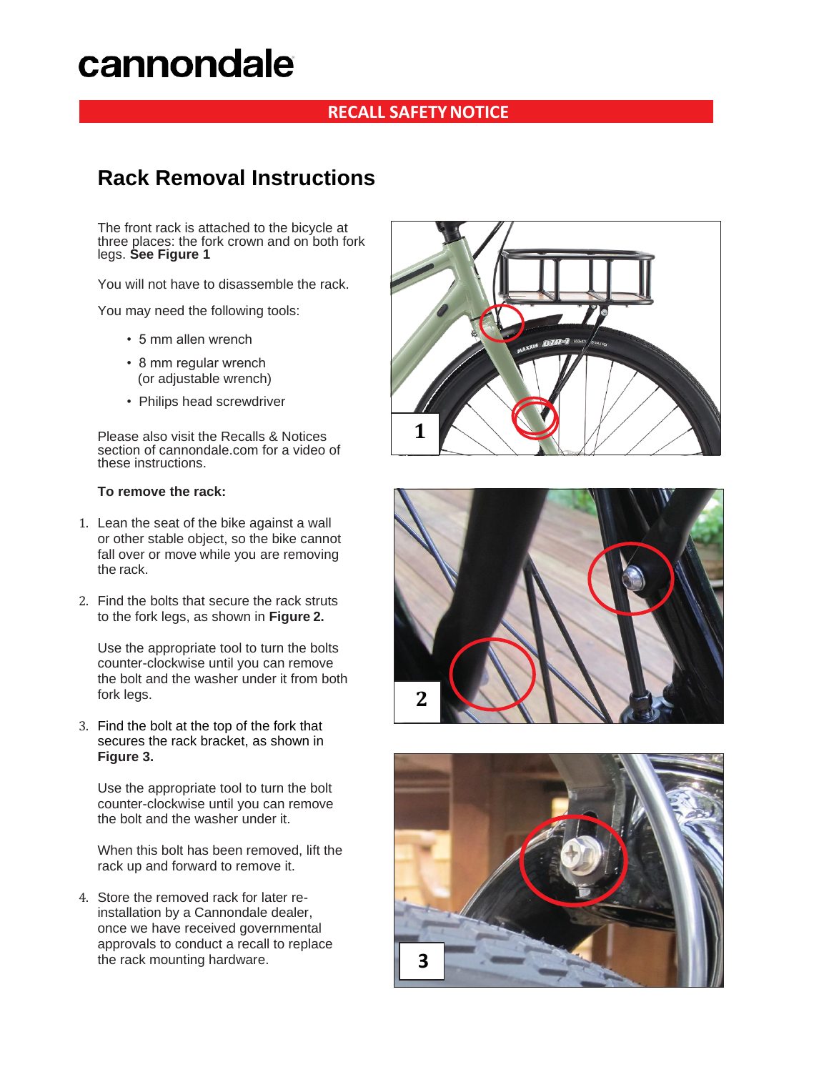cannondale

**RECALL SAFETY NOTICE**

## Rack Removal Instructions

The front rack is attached to the bicycle at three places: the fork crown and on both fork legs. **See Figure 1**

You will not have to disassemble the rack.

You may need the following tools:

- 5 mm allen wrench
- 8 mm regular wrench (or adjustable wrench)
- Philips head screwdriver

Please also visit the Recalls & Notices section of cannondale.com for a video of these instructions.

**To remove the rack:**

1. Lean the seat of the bike against a wall or other stable object, so the bike cannot fall over or move while you are removing the rack.

2. Find the bolts that secure the rack struts to the fork legs, as shown in **Figure 2.**

   Use the appropriate tool to turn the bolts counter-clockwise until you can remove the bolt and the washer under it from both fork legs.

3. Find the bolt at the top of the fork that secures the rack bracket, as shown in **Figure 3.**

   Use the appropriate tool to turn the bolt counter-clockwise until you can remove the bolt and the washer under it.

   When this bolt has been removed, lift the rack up and forward to remove it.

4. Store the removed rack for later re-installation by a Cannondale dealer, once we have received governmental approvals to conduct a recall to replace the rack mounting hardware.

1

2

3